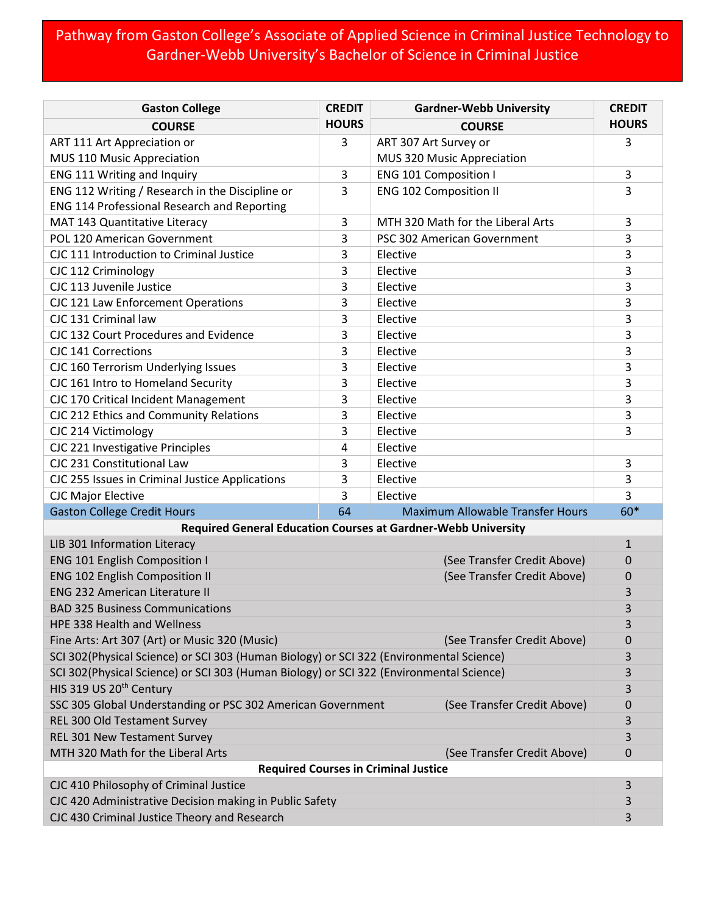# Pathway from Gaston College's Associate of Applied Science in Criminal Justice Technology to Gardner-Webb University's Bachelor of Science in Criminal Justice

| Gaston College COURSE | CREDIT HOURS | Gardner-Webb University COURSE | CREDIT HOURS |
|---|---|---|---|
| ART 111 Art Appreciation or MUS 110 Music Appreciation | 3 | ART 307 Art Survey or MUS 320 Music Appreciation | 3 |
| ENG 111 Writing and Inquiry | 3 | ENG 101 Composition I | 3 |
| ENG 112 Writing / Research in the Discipline or ENG 114 Professional Research and Reporting | 3 | ENG 102 Composition II | 3 |
| MAT 143 Quantitative Literacy | 3 | MTH 320 Math for the Liberal Arts | 3 |
| POL 120 American Government | 3 | PSC 302 American Government | 3 |
| CJC 111 Introduction to Criminal Justice | 3 | Elective | 3 |
| CJC 112 Criminology | 3 | Elective | 3 |
| CJC 113 Juvenile Justice | 3 | Elective | 3 |
| CJC 121 Law Enforcement Operations | 3 | Elective | 3 |
| CJC 131 Criminal law | 3 | Elective | 3 |
| CJC 132 Court Procedures and Evidence | 3 | Elective | 3 |
| CJC 141 Corrections | 3 | Elective | 3 |
| CJC 160 Terrorism Underlying Issues | 3 | Elective | 3 |
| CJC 161 Intro to Homeland Security | 3 | Elective | 3 |
| CJC 170 Critical Incident Management | 3 | Elective | 3 |
| CJC 212 Ethics and Community Relations | 3 | Elective | 3 |
| CJC 214 Victimology | 3 | Elective | 3 |
| CJC 221 Investigative Principles | 4 | Elective | |
| CJC 231 Constitutional Law | 3 | Elective | 3 |
| CJC 255 Issues in Criminal Justice Applications | 3 | Elective | 3 |
| CJC Major Elective | 3 | Elective | 3 |
| Gaston College Credit Hours | 64 | Maximum Allowable Transfer Hours | 60* |

| Required General Education Courses at Gardner-Webb University | | |
|---|---|---|
| LIB 301 Information Literacy | | 1 |
| ENG 101 English Composition I | (See Transfer Credit Above) | 0 |
| ENG 102 English Composition II | (See Transfer Credit Above) | 0 |
| ENG 232 American Literature II | | 3 |
| BAD 325 Business Communications | | 3 |
| HPE 338 Health and Wellness | | 3 |
| Fine Arts: Art 307 (Art) or Music 320 (Music) | (See Transfer Credit Above) | 0 |
| SCI 302(Physical Science) or SCI 303 (Human Biology) or SCI 322 (Environmental Science) | | 3 |
| SCI 302(Physical Science) or SCI 303 (Human Biology) or SCI 322 (Environmental Science) | | 3 |
| HIS 319 US 20th Century | | 3 |
| SSC 305 Global Understanding or PSC 302 American Government | (See Transfer Credit Above) | 0 |
| REL 300 Old Testament Survey | | 3 |
| REL 301 New Testament Survey | | 3 |
| MTH 320 Math for the Liberal Arts | (See Transfer Credit Above) | 0 |
| **Required Courses in Criminal Justice** | | |
| CJC 410 Philosophy of Criminal Justice | | 3 |
| CJC 420 Administrative Decision making in Public Safety | | 3 |
| CJC 430 Criminal Justice Theory and Research | | 3 |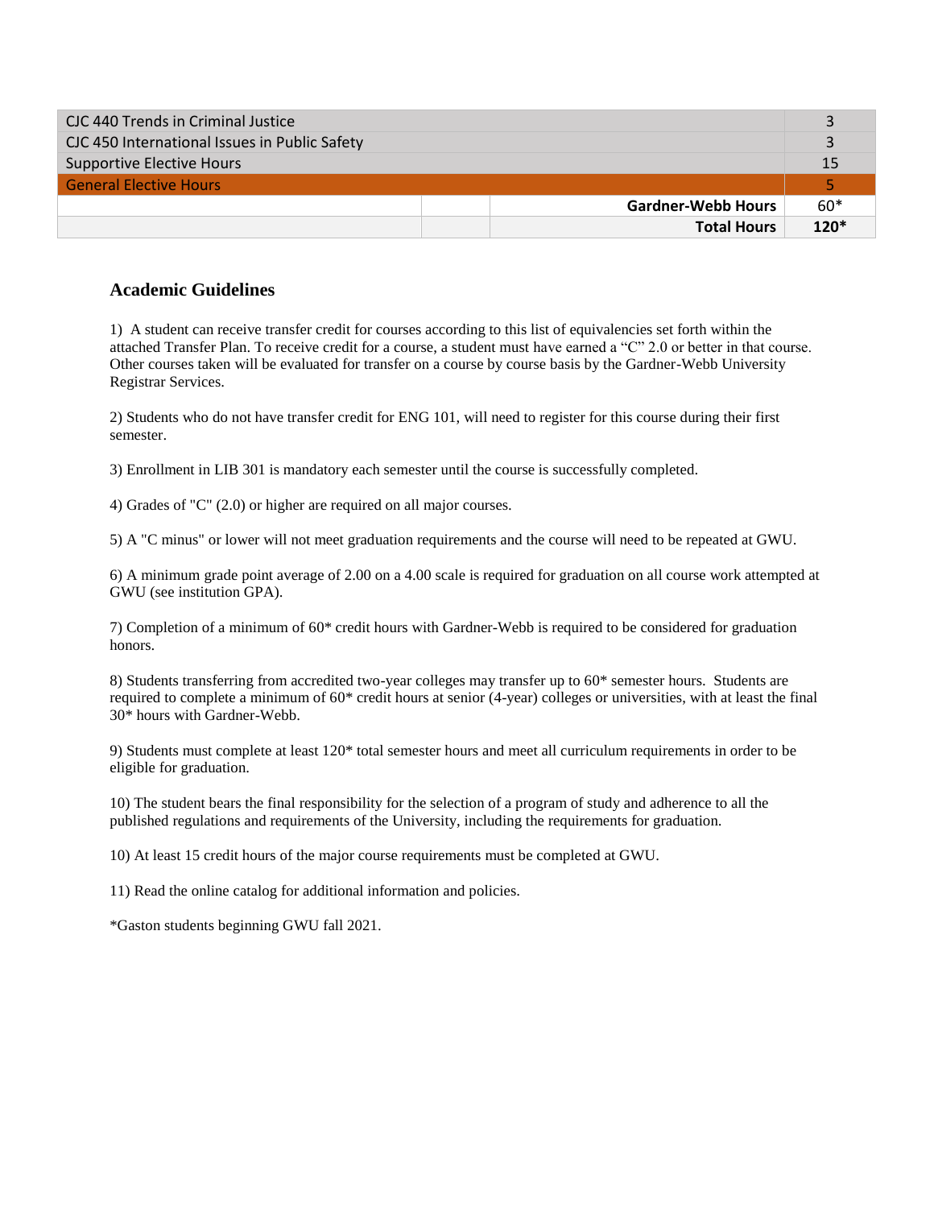| | | | |
|---|---|---|---|
| CJC 440 Trends in Criminal Justice | | | 3 |
| CJC 450 International Issues in Public Safety | | | 3 |
| Supportive Elective Hours | | | 15 |
| General Elective Hours | | | 5 |
| | | **Gardner-Webb Hours** | 60* |
| | | **Total Hours** | **120*** |

### Academic Guidelines

1) A student can receive transfer credit for courses according to this list of equivalencies set forth within the attached Transfer Plan. To receive credit for a course, a student must have earned a "C" 2.0 or better in that course. Other courses taken will be evaluated for transfer on a course by course basis by the Gardner-Webb University Registrar Services.

2) Students who do not have transfer credit for ENG 101, will need to register for this course during their first semester.

3) Enrollment in LIB 301 is mandatory each semester until the course is successfully completed.

4) Grades of "C" (2.0) or higher are required on all major courses.

5) A "C minus" or lower will not meet graduation requirements and the course will need to be repeated at GWU.

6) A minimum grade point average of 2.00 on a 4.00 scale is required for graduation on all course work attempted at GWU (see institution GPA).

7) Completion of a minimum of 60* credit hours with Gardner-Webb is required to be considered for graduation honors.

8) Students transferring from accredited two-year colleges may transfer up to 60* semester hours. Students are required to complete a minimum of 60* credit hours at senior (4-year) colleges or universities, with at least the final 30* hours with Gardner-Webb.

9) Students must complete at least 120* total semester hours and meet all curriculum requirements in order to be eligible for graduation.

10) The student bears the final responsibility for the selection of a program of study and adherence to all the published regulations and requirements of the University, including the requirements for graduation.

10) At least 15 credit hours of the major course requirements must be completed at GWU.

11) Read the online catalog for additional information and policies.

*Gaston students beginning GWU fall 2021.